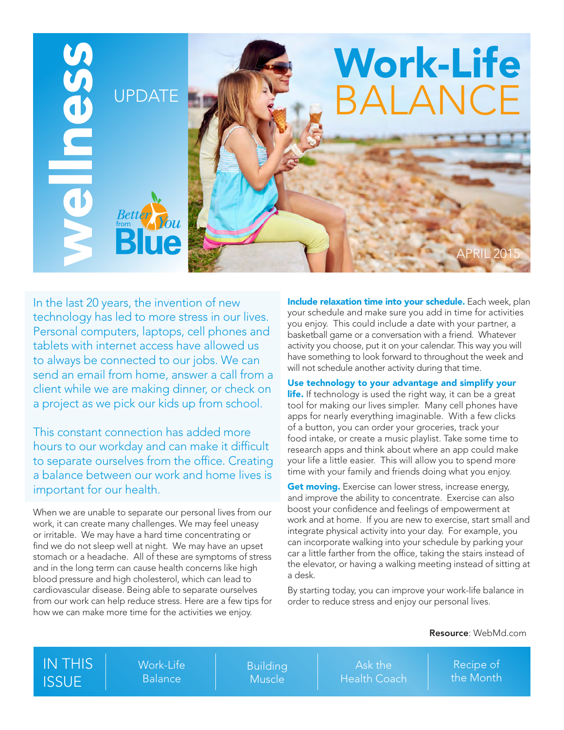# wellness UPDATE

Better You from Blue

# Work-Life BALANCE

APRIL 2015

In the last 20 years, the invention of new technology has led to more stress in our lives. Personal computers, laptops, cell phones and tablets with internet access have allowed us to always be connected to our jobs. We can send an email from home, answer a call from a client while we are making dinner, or check on a project as we pick our kids up from school.

This constant connection has added more hours to our workday and can make it difficult to separate ourselves from the office. Creating a balance between our work and home lives is important for our health.

When we are unable to separate our personal lives from our work, it can create many challenges. We may feel uneasy or irritable. We may have a hard time concentrating or find we do not sleep well at night. We may have an upset stomach or a headache. All of these are symptoms of stress and in the long term can cause health concerns like high blood pressure and high cholesterol, which can lead to cardiovascular disease. Being able to separate ourselves from our work can help reduce stress. Here are a few tips for how we can make more time for the activities we enjoy.

**Include relaxation time into your schedule.** Each week, plan your schedule and make sure you add in time for activities you enjoy. This could include a date with your partner, a basketball game or a conversation with a friend. Whatever activity you choose, put it on your calendar. This way you will have something to look forward to throughout the week and will not schedule another activity during that time.

**Use technology to your advantage and simplify your life.** If technology is used the right way, it can be a great tool for making our lives simpler. Many cell phones have apps for nearly everything imaginable. With a few clicks of a button, you can order your groceries, track your food intake, or create a music playlist. Take some time to research apps and think about where an app could make your life a little easier. This will allow you to spend more time with your family and friends doing what you enjoy.

**Get moving.** Exercise can lower stress, increase energy, and improve the ability to concentrate. Exercise can also boost your confidence and feelings of empowerment at work and at home. If you are new to exercise, start small and integrate physical activity into your day. For example, you can incorporate walking into your schedule by parking your car a little farther from the office, taking the stairs instead of the elevator, or having a walking meeting instead of sitting at a desk.

By starting today, you can improve your work-life balance in order to reduce stress and enjoy our personal lives.

**Resource**: WebMd.com

**IN THIS ISSUE**
- Work-Life Balance
- Building Muscle
- Ask the Health Coach
- Recipe of the Month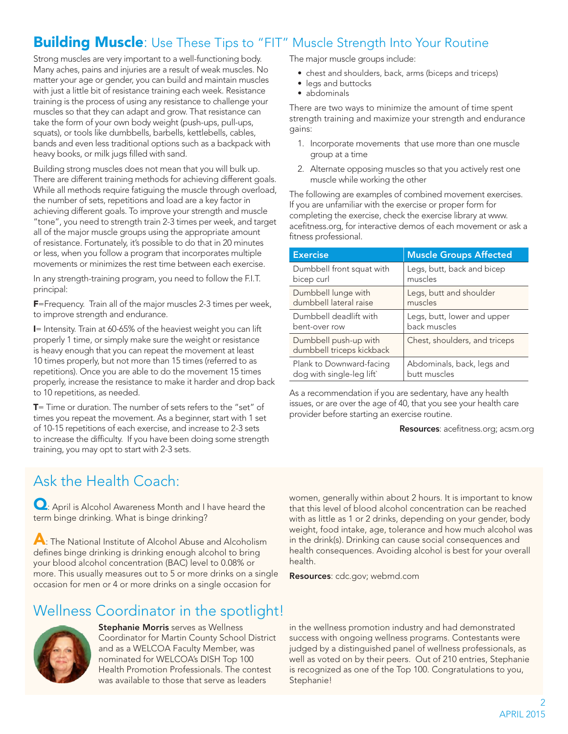## **Building Muscle**: Use These Tips to "FIT" Muscle Strength Into Your Routine

Strong muscles are very important to a well-functioning body. Many aches, pains and injuries are a result of weak muscles. No matter your age or gender, you can build and maintain muscles with just a little bit of resistance training each week. Resistance training is the process of using any resistance to challenge your muscles so that they can adapt and grow. That resistance can take the form of your own body weight (push-ups, pull-ups, squats), or tools like dumbbells, barbells, kettlebells, cables, bands and even less traditional options such as a backpack with heavy books, or milk jugs filled with sand.

Building strong muscles does not mean that you will bulk up. There are different training methods for achieving different goals. While all methods require fatiguing the muscle through overload, the number of sets, repetitions and load are a key factor in achieving different goals. To improve your strength and muscle "tone", you need to strength train 2-3 times per week, and target all of the major muscle groups using the appropriate amount of resistance. Fortunately, it's possible to do that in 20 minutes or less, when you follow a program that incorporates multiple movements or minimizes the rest time between each exercise.

In any strength-training program, you need to follow the F.I.T. principal:

**F**=Frequency. Train all of the major muscles 2-3 times per week, to improve strength and endurance.

**I**= Intensity. Train at 60-65% of the heaviest weight you can lift properly 1 time, or simply make sure the weight or resistance is heavy enough that you can repeat the movement at least 10 times properly, but not more than 15 times (referred to as repetitions). Once you are able to do the movement 15 times properly, increase the resistance to make it harder and drop back to 10 repetitions, as needed.

**T**= Time or duration. The number of sets refers to the "set" of times you repeat the movement. As a beginner, start with 1 set of 10-15 repetitions of each exercise, and increase to 2-3 sets to increase the difficulty. If you have been doing some strength training, you may opt to start with 2-3 sets.

The major muscle groups include:

- chest and shoulders, back, arms (biceps and triceps)
- legs and buttocks
- abdominals

There are two ways to minimize the amount of time spent strength training and maximize your strength and endurance gains:

1. Incorporate movements that use more than one muscle group at a time
2. Alternate opposing muscles so that you actively rest one muscle while working the other

The following are examples of combined movement exercises. If you are unfamiliar with the exercise or proper form for completing the exercise, check the exercise library at www.acefitness.org, for interactive demos of each movement or ask a fitness professional.

| Exercise | Muscle Groups Affected |
|---|---|
| Dumbbell front squat with bicep curl | Legs, butt, back and bicep muscles |
| Dumbbell lunge with dumbbell lateral raise | Legs, butt and shoulder muscles |
| Dumbbell deadlift with bent-over row | Legs, butt, lower and upper back muscles |
| Dumbbell push-up with dumbbell triceps kickback | Chest, shoulders, and triceps |
| Plank to Downward-facing dog with single-leg lift` | Abdominals, back, legs and butt muscles |

As a recommendation if you are sedentary, have any health issues, or are over the age of 40, that you see your health care provider before starting an exercise routine.

**Resources**: acefitness.org; acsm.org

## Ask the Health Coach:

**Q**: April is Alcohol Awareness Month and I have heard the term binge drinking. What is binge drinking?

**A**: The National Institute of Alcohol Abuse and Alcoholism defines binge drinking is drinking enough alcohol to bring your blood alcohol concentration (BAC) level to 0.08% or more. This usually measures out to 5 or more drinks on a single occasion for men or 4 or more drinks on a single occasion for women, generally within about 2 hours. It is important to know that this level of blood alcohol concentration can be reached with as little as 1 or 2 drinks, depending on your gender, body weight, food intake, age, tolerance and how much alcohol was in the drink(s). Drinking can cause social consequences and health consequences. Avoiding alcohol is best for your overall health.

**Resources**: cdc.gov; webmd.com

## Wellness Coordinator in the spotlight!

**Stephanie Morris** serves as Wellness Coordinator for Martin County School District and as a WELCOA Faculty Member, was nominated for WELCOA's DISH Top 100 Health Promotion Professionals. The contest was available to those that serve as leaders in the wellness promotion industry and had demonstrated success with ongoing wellness programs. Contestants were judged by a distinguished panel of wellness professionals, as well as voted on by their peers. Out of 210 entries, Stephanie is recognized as one of the Top 100. Congratulations to you, Stephanie!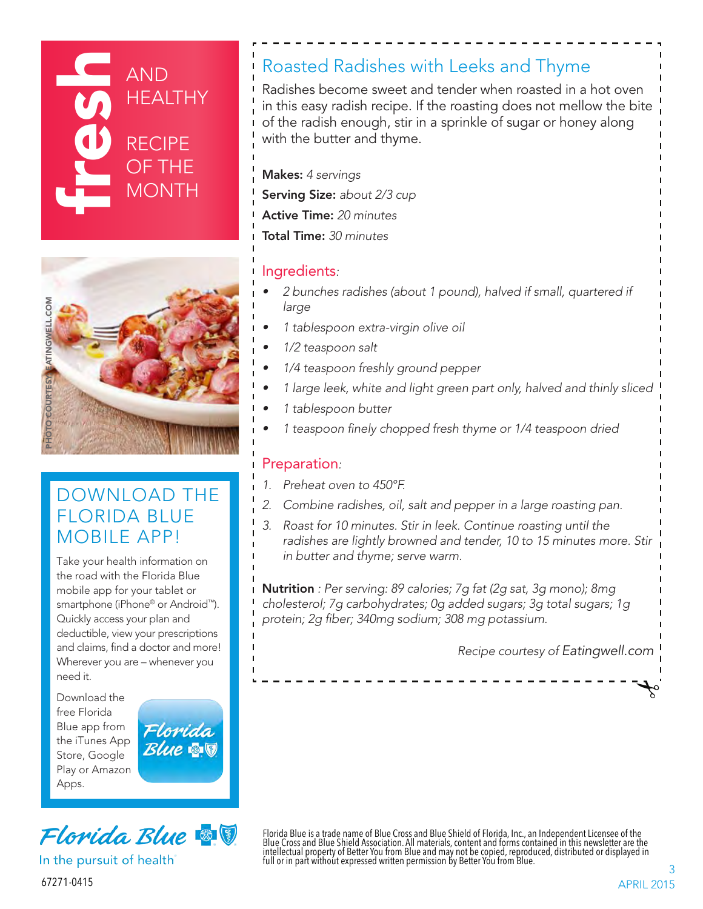# fresh AND HEALTHY RECIPE OF THE MONTH

PHOTO COURTESY EATINGWELL.COM

## Roasted Radishes with Leeks and Thyme

Radishes become sweet and tender when roasted in a hot oven in this easy radish recipe. If the roasting does not mellow the bite of the radish enough, stir in a sprinkle of sugar or honey along with the butter and thyme.

**Makes:** *4 servings*

**Serving Size:** *about 2/3 cup*

**Active Time:** *20 minutes*

**Total Time:** *30 minutes*

### Ingredients:

- *2 bunches radishes (about 1 pound), halved if small, quartered if large*
- *1 tablespoon extra-virgin olive oil*
- *1/2 teaspoon salt*
- *1/4 teaspoon freshly ground pepper*
- *1 large leek, white and light green part only, halved and thinly sliced*
- *1 tablespoon butter*
- *1 teaspoon finely chopped fresh thyme or 1/4 teaspoon dried*

### Preparation:

1. *Preheat oven to 450°F.*
2. *Combine radishes, oil, salt and pepper in a large roasting pan.*
3. *Roast for 10 minutes. Stir in leek. Continue roasting until the radishes are lightly browned and tender, 10 to 15 minutes more. Stir in butter and thyme; serve warm.*

**Nutrition** *: Per serving: 89 calories; 7g fat (2g sat, 3g mono); 8mg cholesterol; 7g carbohydrates; 0g added sugars; 3g total sugars; 1g protein; 2g fiber; 340mg sodium; 308 mg potassium.*

*Recipe courtesy of* Eatingwell.com

## DOWNLOAD THE FLORIDA BLUE MOBILE APP!

Take your health information on the road with the Florida Blue mobile app for your tablet or smartphone (iPhone® or Android™). Quickly access your plan and deductible, view your prescriptions and claims, find a doctor and more! Wherever you are – whenever you need it.

Download the free Florida Blue app from the iTunes App Store, Google Play or Amazon Apps.

Florida Blue

In the pursuit of health

67271-0415

Florida Blue is a trade name of Blue Cross and Blue Shield of Florida, Inc., an Independent Licensee of the Blue Cross and Blue Shield Association. All materials, content and forms contained in this newsletter are the intellectual property of Better You from Blue and may not be copied, reproduced, distributed or displayed in full or in part without expressed written permission by Better You from Blue.

APRIL 2015